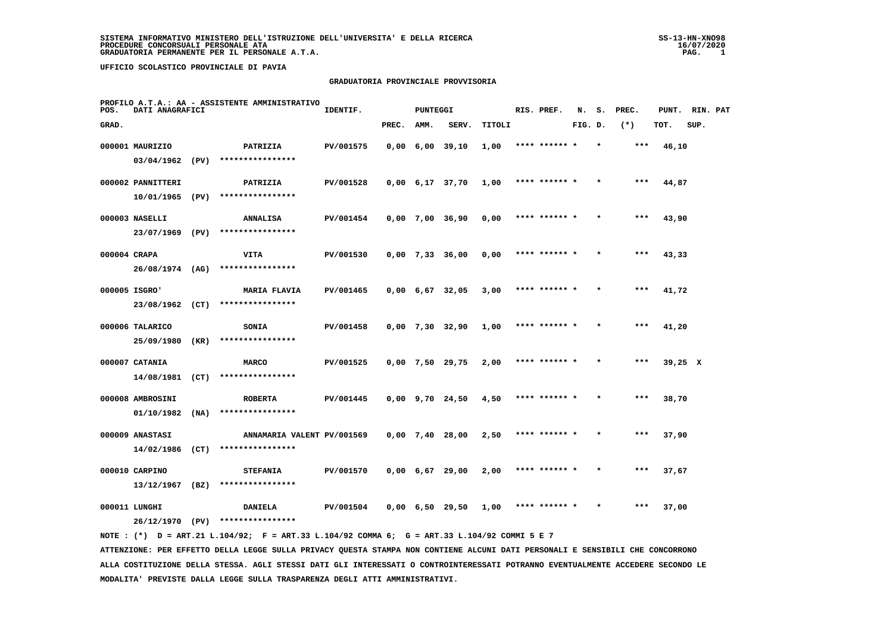SISTEMA INFORMATIVO MINISTERO DELL'ISTRUZIONE DELL'UNIVERSITA' E DELLA RICERCA
PROCEDURE CONCORSUALI PERSONALE ATA
GRADUATORIA PERMANENTE PER IL PERSONALE A.T.A.

SS-13-HN-XNO98
16/07/2020

UFFICIO SCOLASTICO PROVINCIALE DI PAVIA

## GRADUATORIA PROVINCIALE PROVVISORIA

PROFILO A.T.A.: AA - ASSISTENTE AMMINISTRATIVO

| POS. GRAD. | DATI ANAGRAFICI | | IDENTIF. | PUNTEGGI PREC. | AMM. | SERV. | TITOLI | RIS. PREF. | N. S. FIG. D. | PREC. (*) | PUNT. TOT. | RIN. PAT SUP. |
|---|---|---|---|---|---|---|---|---|---|---|---|---|
| 000001 | MAURIZIO 03/04/1962 (PV) | PATRIZIA **************** | PV/001575 | 0,00 | 6,00 | 39,10 | 1,00 | **** ****** * | * | *** | 46,10 | |
| 000002 | PANNITTERI 10/01/1965 (PV) | PATRIZIA **************** | PV/001528 | 0,00 | 6,17 | 37,70 | 1,00 | **** ****** * | * | *** | 44,87 | |
| 000003 | NASELLI 23/07/1969 (PV) | ANNALISA **************** | PV/001454 | 0,00 | 7,00 | 36,90 | 0,00 | **** ****** * | * | *** | 43,90 | |
| 000004 | CRAPA 26/08/1974 (AG) | VITA **************** | PV/001530 | 0,00 | 7,33 | 36,00 | 0,00 | **** ****** * | * | *** | 43,33 | |
| 000005 | ISGRO' 23/08/1962 (CT) | MARIA FLAVIA **************** | PV/001465 | 0,00 | 6,67 | 32,05 | 3,00 | **** ****** * | * | *** | 41,72 | |
| 000006 | TALARICO 25/09/1980 (KR) | SONIA **************** | PV/001458 | 0,00 | 7,30 | 32,90 | 1,00 | **** ****** * | * | *** | 41,20 | |
| 000007 | CATANIA 14/08/1981 (CT) | MARCO **************** | PV/001525 | 0,00 | 7,50 | 29,75 | 2,00 | **** ****** * | * | *** | 39,25 | X |
| 000008 | AMBROSINI 01/10/1982 (NA) | ROBERTA **************** | PV/001445 | 0,00 | 9,70 | 24,50 | 4,50 | **** ****** * | * | *** | 38,70 | |
| 000009 | ANASTASI 14/02/1986 (CT) | ANNAMARIA VALENT **************** | PV/001569 | 0,00 | 7,40 | 28,00 | 2,50 | **** ****** * | * | *** | 37,90 | |
| 000010 | CARPINO 13/12/1967 (BZ) | STEFANIA **************** | PV/001570 | 0,00 | 6,67 | 29,00 | 2,00 | **** ****** * | * | *** | 37,67 | |
| 000011 | LUNGHI 26/12/1970 (PV) | DANIELA **************** | PV/001504 | 0,00 | 6,50 | 29,50 | 1,00 | **** ****** * | * | *** | 37,00 | |

NOTE : (*) D = ART.21 L.104/92; F = ART.33 L.104/92 COMMA 6; G = ART.33 L.104/92 COMMI 5 E 7

ATTENZIONE: PER EFFETTO DELLA LEGGE SULLA PRIVACY QUESTA STAMPA NON CONTIENE ALCUNI DATI PERSONALI E SENSIBILI CHE CONCORRONO ALLA COSTITUZIONE DELLA STESSA. AGLI STESSI DATI GLI INTERESSATI O CONTROINTERESSATI POTRANNO EVENTUALMENTE ACCEDERE SECONDO LE MODALITA' PREVISTE DALLA LEGGE SULLA TRASPARENZA DEGLI ATTI AMMINISTRATIVI.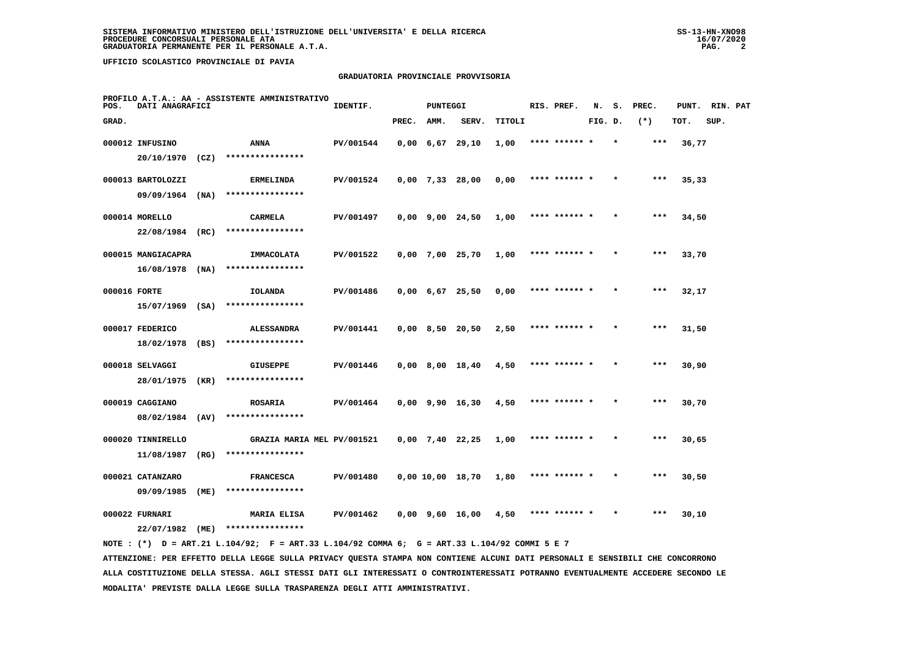SISTEMA INFORMATIVO MINISTERO DELL'ISTRUZIONE DELL'UNIVERSITA' E DELLA RICERCA
PROCEDURE CONCORSUALI PERSONALE ATA
GRADUATORIA PERMANENTE PER IL PERSONALE A.T.A.

UFFICIO SCOLASTICO PROVINCIALE DI PAVIA

## GRADUATORIA PROVINCIALE PROVVISORIA

PROFILO A.T.A.: AA - ASSISTENTE AMMINISTRATIVO

| POS. GRAD. | DATI ANAGRAFICI | | IDENTIF. | PUNTEGGI PREC. | AMM. | SERV. | TITOLI | RIS. PREF. | N. FIG. | S. D. | PREC. (*) | PUNT. TOT. | RIN. SUP. | PAT |
|---|---|---|---|---|---|---|---|---|---|---|---|---|---|---|
| 000012 | INFUSINO 20/10/1970 (CZ) | ANNA **************** | PV/001544 | 0,00 | 6,67 | 29,10 | 1,00 | **** ****** | * | * | *** | 36,77 | | |
| 000013 | BARTOLOZZI 09/09/1964 (NA) | ERMELINDA **************** | PV/001524 | 0,00 | 7,33 | 28,00 | 0,00 | **** ****** | * | * | *** | 35,33 | | |
| 000014 | MORELLO 22/08/1984 (RC) | CARMELA **************** | PV/001497 | 0,00 | 9,00 | 24,50 | 1,00 | **** ****** | * | * | *** | 34,50 | | |
| 000015 | MANGIACAPRA 16/08/1978 (NA) | IMMACOLATA **************** | PV/001522 | 0,00 | 7,00 | 25,70 | 1,00 | **** ****** | * | * | *** | 33,70 | | |
| 000016 | FORTE 15/07/1969 (SA) | IOLANDA **************** | PV/001486 | 0,00 | 6,67 | 25,50 | 0,00 | **** ****** | * | * | *** | 32,17 | | |
| 000017 | FEDERICO 18/02/1978 (BS) | ALESSANDRA **************** | PV/001441 | 0,00 | 8,50 | 20,50 | 2,50 | **** ****** | * | * | *** | 31,50 | | |
| 000018 | SELVAGGI 28/01/1975 (KR) | GIUSEPPE **************** | PV/001446 | 0,00 | 8,00 | 18,40 | 4,50 | **** ****** | * | * | *** | 30,90 | | |
| 000019 | CAGGIANO 08/02/1984 (AV) | ROSARIA **************** | PV/001464 | 0,00 | 9,90 | 16,30 | 4,50 | **** ****** | * | * | *** | 30,70 | | |
| 000020 | TINNIRELLO 11/08/1987 (RG) | GRAZIA MARIA MEL **************** | PV/001521 | 0,00 | 7,40 | 22,25 | 1,00 | **** ****** | * | * | *** | 30,65 | | |
| 000021 | CATANZARO 09/09/1985 (ME) | FRANCESCA **************** | PV/001480 | 0,00 | 10,00 | 18,70 | 1,80 | **** ****** | * | * | *** | 30,50 | | |
| 000022 | FURNARI 22/07/1982 (ME) | MARIA ELISA **************** | PV/001462 | 0,00 | 9,60 | 16,00 | 4,50 | **** ****** | * | * | *** | 30,10 | | |

NOTE : (*) D = ART.21 L.104/92; F = ART.33 L.104/92 COMMA 6; G = ART.33 L.104/92 COMMI 5 E 7

ATTENZIONE: PER EFFETTO DELLA LEGGE SULLA PRIVACY QUESTA STAMPA NON CONTIENE ALCUNI DATI PERSONALI E SENSIBILI CHE CONCORRONO ALLA COSTITUZIONE DELLA STESSA. AGLI STESSI DATI GLI INTERESSATI O CONTROINTERESSATI POTRANNO EVENTUALMENTE ACCEDERE SECONDO LE MODALITA' PREVISTE DALLA LEGGE SULLA TRASPARENZA DEGLI ATTI AMMINISTRATIVI.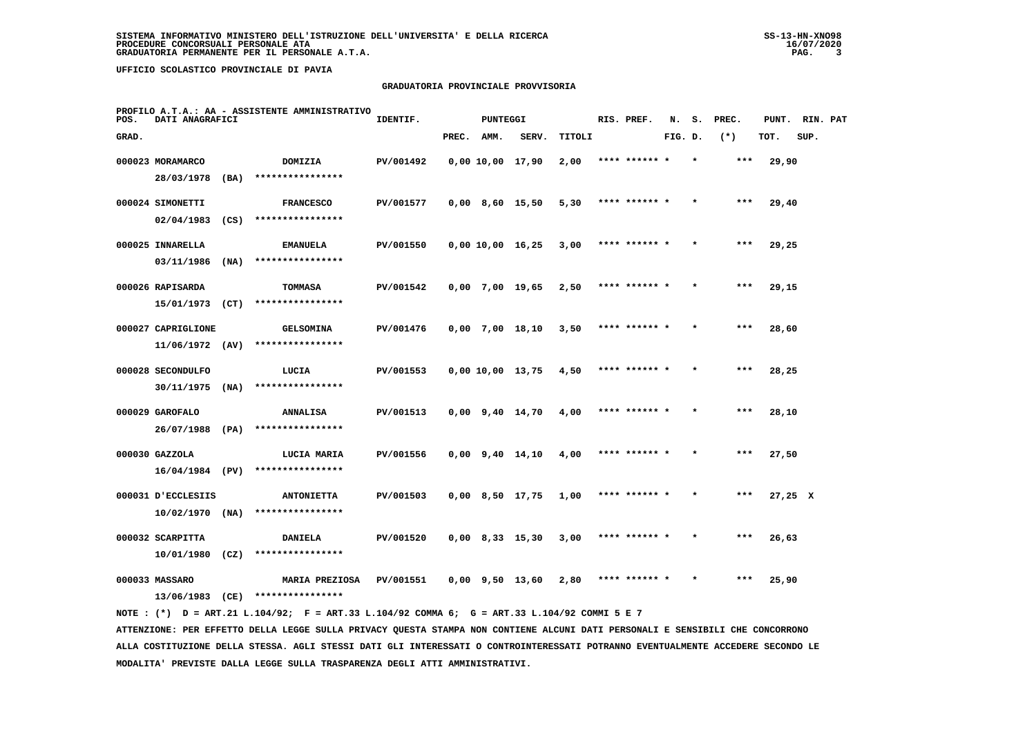SISTEMA INFORMATIVO MINISTERO DELL'ISTRUZIONE DELL'UNIVERSITA' E DELLA RICERCA
PROCEDURE CONCORSUALI PERSONALE ATA
GRADUATORIA PERMANENTE PER IL PERSONALE A.T.A.

UFFICIO SCOLASTICO PROVINCIALE DI PAVIA

## GRADUATORIA PROVINCIALE PROVVISORIA

PROFILO A.T.A.: AA - ASSISTENTE AMMINISTRATIVO

| POS. GRAD. | DATI ANAGRAFICI | | IDENTIF. | PUNTEGGI PREC. | AMM. | SERV. | TITOLI | RIS. PREF. | N. S. FIG. D. | PREC. (*) | PUNT. TOT. | RIN. PAT SUP. |
|---|---|---|---|---|---|---|---|---|---|---|---|---|
| 000023 | MORAMARCO 28/03/1978 (BA) | DOMIZIA **************** | PV/001492 | 0,00 | 10,00 | 17,90 | 2,00 | **** ****** * | * | *** | 29,90 | |
| 000024 | SIMONETTI 02/04/1983 (CS) | FRANCESCO **************** | PV/001577 | 0,00 | 8,60 | 15,50 | 5,30 | **** ****** * | * | *** | 29,40 | |
| 000025 | INNARELLA 03/11/1986 (NA) | EMANUELA **************** | PV/001550 | 0,00 | 10,00 | 16,25 | 3,00 | **** ****** * | * | *** | 29,25 | |
| 000026 | RAPISARDA 15/01/1973 (CT) | TOMMASA **************** | PV/001542 | 0,00 | 7,00 | 19,65 | 2,50 | **** ****** * | * | *** | 29,15 | |
| 000027 | CAPRIGLIONE 11/06/1972 (AV) | GELSOMINA **************** | PV/001476 | 0,00 | 7,00 | 18,10 | 3,50 | **** ****** * | * | *** | 28,60 | |
| 000028 | SECONDULFO 30/11/1975 (NA) | LUCIA **************** | PV/001553 | 0,00 | 10,00 | 13,75 | 4,50 | **** ****** * | * | *** | 28,25 | |
| 000029 | GAROFALO 26/07/1988 (PA) | ANNALISA **************** | PV/001513 | 0,00 | 9,40 | 14,70 | 4,00 | **** ****** * | * | *** | 28,10 | |
| 000030 | GAZZOLA 16/04/1984 (PV) | LUCIA MARIA **************** | PV/001556 | 0,00 | 9,40 | 14,10 | 4,00 | **** ****** * | * | *** | 27,50 | |
| 000031 | D'ECCLESIIS 10/02/1970 (NA) | ANTONIETTA **************** | PV/001503 | 0,00 | 8,50 | 17,75 | 1,00 | **** ****** * | * | *** | 27,25 | X |
| 000032 | SCARPITTA 10/01/1980 (CZ) | DANIELA **************** | PV/001520 | 0,00 | 8,33 | 15,30 | 3,00 | **** ****** * | * | *** | 26,63 | |
| 000033 | MASSARO 13/06/1983 (CE) | MARIA PREZIOSA **************** | PV/001551 | 0,00 | 9,50 | 13,60 | 2,80 | **** ****** * | * | *** | 25,90 | |

NOTE : (*) D = ART.21 L.104/92; F = ART.33 L.104/92 COMMA 6; G = ART.33 L.104/92 COMMI 5 E 7

ATTENZIONE: PER EFFETTO DELLA LEGGE SULLA PRIVACY QUESTA STAMPA NON CONTIENE ALCUNI DATI PERSONALI E SENSIBILI CHE CONCORRONO ALLA COSTITUZIONE DELLA STESSA. AGLI STESSI DATI GLI INTERESSATI O CONTROINTERESSATI POTRANNO EVENTUALMENTE ACCEDERE SECONDO LE MODALITA' PREVISTE DALLA LEGGE SULLA TRASPARENZA DEGLI ATTI AMMINISTRATIVI.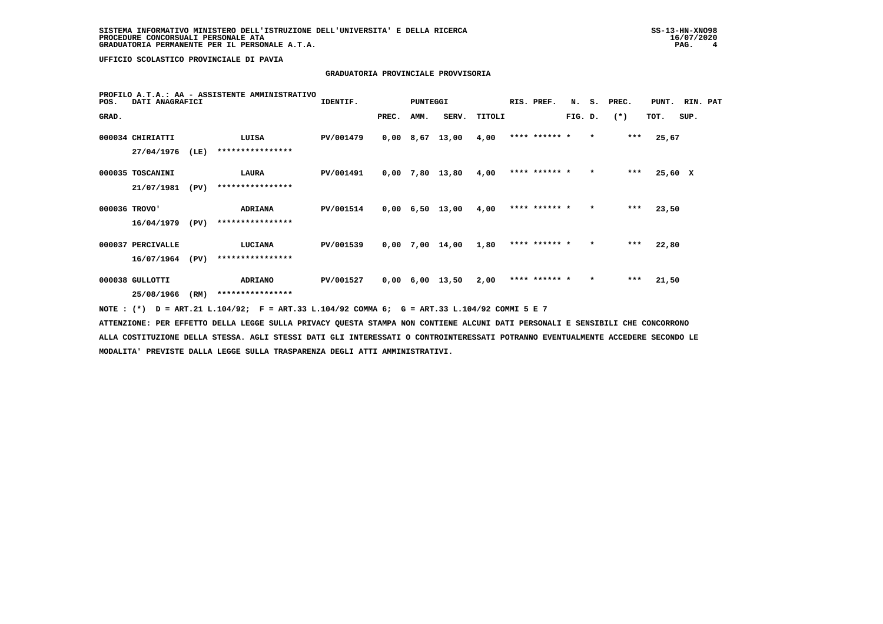**UFFICIO SCOLASTICO PROVINCIALE DI PAVIA**

## GRADUATORIA PROVINCIALE PROVVISORIA

PROFILO A.T.A.: AA - ASSISTENTE AMMINISTRATIVO

| POS. GRAD. | DATI ANAGRAFICI | | IDENTIF. | PUNTEGGI PREC. | AMM. | SERV. | TITOLI | RIS. PREF. | N. FIG. | S. D. | PREC. (*) | PUNT. TOT. | RIN. SUP. | PAT |
|---|---|---|---|---|---|---|---|---|---|---|---|---|---|---|
| 000034 | CHIRIATTI 27/04/1976 (LE) | LUISA **************** | PV/001479 | 0,00 | 8,67 | 13,00 | 4,00 | **** ****** | * | * | *** | 25,67 | | |
| 000035 | TOSCANINI 21/07/1981 (PV) | LAURA **************** | PV/001491 | 0,00 | 7,80 | 13,80 | 4,00 | **** ****** | * | * | *** | 25,60 | X | |
| 000036 | TROVO' 16/04/1979 (PV) | ADRIANA **************** | PV/001514 | 0,00 | 6,50 | 13,00 | 4,00 | **** ****** | * | * | *** | 23,50 | | |
| 000037 | PERCIVALLE 16/07/1964 (PV) | LUCIANA **************** | PV/001539 | 0,00 | 7,00 | 14,00 | 1,80 | **** ****** | * | * | *** | 22,80 | | |
| 000038 | GULLOTTI 25/08/1966 (RM) | ADRIANO **************** | PV/001527 | 0,00 | 6,00 | 13,50 | 2,00 | **** ****** | * | * | *** | 21,50 | | |

NOTE : (*) D = ART.21 L.104/92; F = ART.33 L.104/92 COMMA 6; G = ART.33 L.104/92 COMMI 5 E 7

ATTENZIONE: PER EFFETTO DELLA LEGGE SULLA PRIVACY QUESTA STAMPA NON CONTIENE ALCUNI DATI PERSONALI E SENSIBILI CHE CONCORRONO ALLA COSTITUZIONE DELLA STESSA. AGLI STESSI DATI GLI INTERESSATI O CONTROINTERESSATI POTRANNO EVENTUALMENTE ACCEDERE SECONDO LE MODALITA' PREVISTE DALLA LEGGE SULLA TRASPARENZA DEGLI ATTI AMMINISTRATIVI.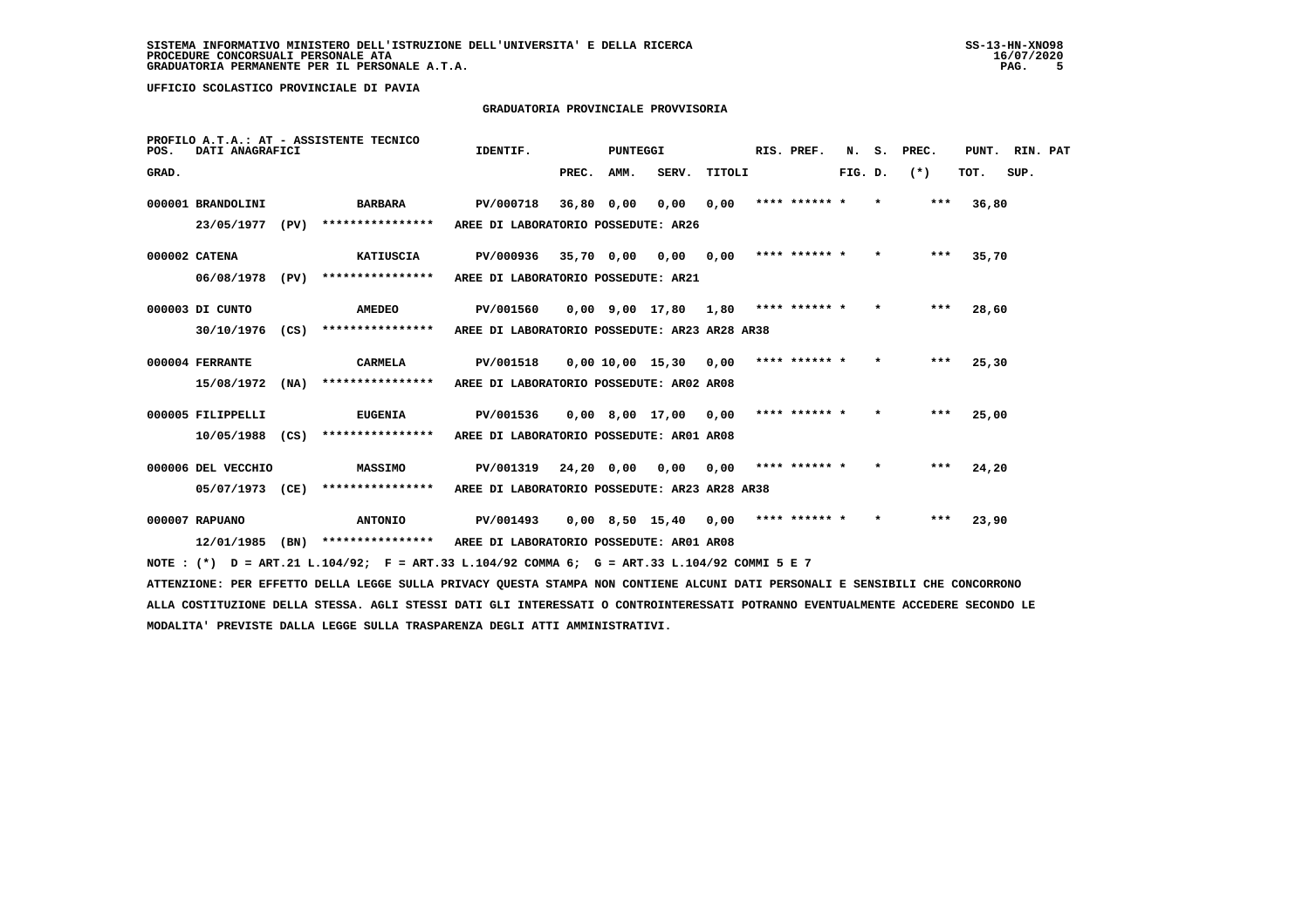**SISTEMA INFORMATIVO MINISTERO DELL'ISTRUZIONE DELL'UNIVERSITA' E DELLA RICERCA**
**PROCEDURE CONCORSUALI PERSONALE ATA**
**GRADUATORIA PERMANENTE PER IL PERSONALE A.T.A.**

SS-13-HN-XNO98
16/07/2020

**UFFICIO SCOLASTICO PROVINCIALE DI PAVIA**

## GRADUATORIA PROVINCIALE PROVVISORIA

PROFILO A.T.A.: AT - ASSISTENTE TECNICO

| POS. GRAD. | DATI ANAGRAFICI | | IDENTIF. | PUNTEGGI PREC. | AMM. | SERV. | TITOLI | RIS. PREF. | N. FIG. | S. D. | PREC. (*) | PUNT. TOT. | RIN. SUP. | PAT |
|---|---|---|---|---|---|---|---|---|---|---|---|---|---|---|
| 000001 | BRANDOLINI | BARBARA | PV/000718 | 36,80 | 0,00 | 0,00 | 0,00 | **** ****** * | | * | *** | 36,80 | | |
| | 23/05/1977 (PV) | **************** | AREE DI LABORATORIO POSSEDUTE: AR26 | | | | | | | | | | | |
| 000002 | CATENA | KATIUSCIA | PV/000936 | 35,70 | 0,00 | 0,00 | 0,00 | **** ****** * | | * | *** | 35,70 | | |
| | 06/08/1978 (PV) | **************** | AREE DI LABORATORIO POSSEDUTE: AR21 | | | | | | | | | | | |
| 000003 | DI CUNTO | AMEDEO | PV/001560 | 0,00 | 9,00 | 17,80 | 1,80 | **** ****** * | | * | *** | 28,60 | | |
| | 30/10/1976 (CS) | **************** | AREE DI LABORATORIO POSSEDUTE: AR23 AR28 AR38 | | | | | | | | | | | |
| 000004 | FERRANTE | CARMELA | PV/001518 | 0,00 | 10,00 | 15,30 | 0,00 | **** ****** * | | * | *** | 25,30 | | |
| | 15/08/1972 (NA) | **************** | AREE DI LABORATORIO POSSEDUTE: AR02 AR08 | | | | | | | | | | | |
| 000005 | FILIPPELLI | EUGENIA | PV/001536 | 0,00 | 8,00 | 17,00 | 0,00 | **** ****** * | | * | *** | 25,00 | | |
| | 10/05/1988 (CS) | **************** | AREE DI LABORATORIO POSSEDUTE: AR01 AR08 | | | | | | | | | | | |
| 000006 | DEL VECCHIO | MASSIMO | PV/001319 | 24,20 | 0,00 | 0,00 | 0,00 | **** ****** * | | * | *** | 24,20 | | |
| | 05/07/1973 (CE) | **************** | AREE DI LABORATORIO POSSEDUTE: AR23 AR28 AR38 | | | | | | | | | | | |
| 000007 | RAPUANO | ANTONIO | PV/001493 | 0,00 | 8,50 | 15,40 | 0,00 | **** ****** * | | * | *** | 23,90 | | |
| | 12/01/1985 (BN) | **************** | AREE DI LABORATORIO POSSEDUTE: AR01 AR08 | | | | | | | | | | | |

NOTE : (*) D = ART.21 L.104/92; F = ART.33 L.104/92 COMMA 6; G = ART.33 L.104/92 COMMI 5 E 7

ATTENZIONE: PER EFFETTO DELLA LEGGE SULLA PRIVACY QUESTA STAMPA NON CONTIENE ALCUNI DATI PERSONALI E SENSIBILI CHE CONCORRONO ALLA COSTITUZIONE DELLA STESSA. AGLI STESSI DATI GLI INTERESSATI O CONTROINTERESSATI POTRANNO EVENTUALMENTE ACCEDERE SECONDO LE MODALITA' PREVISTE DALLA LEGGE SULLA TRASPARENZA DEGLI ATTI AMMINISTRATIVI.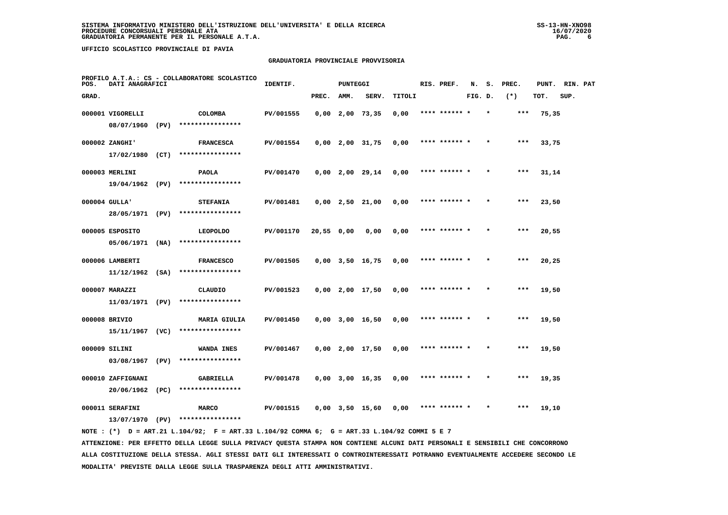SISTEMA INFORMATIVO MINISTERO DELL'ISTRUZIONE DELL'UNIVERSITA' E DELLA RICERCA
PROCEDURE CONCORSUALI PERSONALE ATA
GRADUATORIA PERMANENTE PER IL PERSONALE A.T.A.

UFFICIO SCOLASTICO PROVINCIALE DI PAVIA

## GRADUATORIA PROVINCIALE PROVVISORIA

PROFILO A.T.A.: CS - COLLABORATORE SCOLASTICO

| POS. GRAD. | DATI ANAGRAFICI | | IDENTIF. | PUNTEGGI PREC. | AMM. | SERV. | TITOLI | RIS. PREF. | N. FIG. | S. D. | PREC. (*) | PUNT. TOT. | RIN. SUP. | PAT |
|---|---|---|---|---|---|---|---|---|---|---|---|---|---|---|
| 000001 | VIGORELLI 08/07/1960 (PV) | COLOMBA **************** | PV/001555 | 0,00 | 2,00 | 73,35 | 0,00 | **** ****** * | | * | *** | 75,35 | | |
| 000002 | ZANGHI' 17/02/1980 (CT) | FRANCESCA **************** | PV/001554 | 0,00 | 2,00 | 31,75 | 0,00 | **** ****** * | | * | *** | 33,75 | | |
| 000003 | MERLINI 19/04/1962 (PV) | PAOLA **************** | PV/001470 | 0,00 | 2,00 | 29,14 | 0,00 | **** ****** * | | * | *** | 31,14 | | |
| 000004 | GULLA' 28/05/1971 (PV) | STEFANIA **************** | PV/001481 | 0,00 | 2,50 | 21,00 | 0,00 | **** ****** * | | * | *** | 23,50 | | |
| 000005 | ESPOSITO 05/06/1971 (NA) | LEOPOLDO **************** | PV/001170 | 20,55 | 0,00 | 0,00 | 0,00 | **** ****** * | | * | *** | 20,55 | | |
| 000006 | LAMBERTI 11/12/1962 (SA) | FRANCESCO **************** | PV/001505 | 0,00 | 3,50 | 16,75 | 0,00 | **** ****** * | | * | *** | 20,25 | | |
| 000007 | MARAZZI 11/03/1971 (PV) | CLAUDIO **************** | PV/001523 | 0,00 | 2,00 | 17,50 | 0,00 | **** ****** * | | * | *** | 19,50 | | |
| 000008 | BRIVIO 15/11/1967 (VC) | MARIA GIULIA **************** | PV/001450 | 0,00 | 3,00 | 16,50 | 0,00 | **** ****** * | | * | *** | 19,50 | | |
| 000009 | SILINI 03/08/1967 (PV) | WANDA INES **************** | PV/001467 | 0,00 | 2,00 | 17,50 | 0,00 | **** ****** * | | * | *** | 19,50 | | |
| 000010 | ZAFFIGNANI 20/06/1962 (PC) | GABRIELLA **************** | PV/001478 | 0,00 | 3,00 | 16,35 | 0,00 | **** ****** * | | * | *** | 19,35 | | |
| 000011 | SERAFINI 13/07/1970 (PV) | MARCO **************** | PV/001515 | 0,00 | 3,50 | 15,60 | 0,00 | **** ****** * | | * | *** | 19,10 | | |

NOTE : (*) D = ART.21 L.104/92; F = ART.33 L.104/92 COMMA 6; G = ART.33 L.104/92 COMMI 5 E 7

ATTENZIONE: PER EFFETTO DELLA LEGGE SULLA PRIVACY QUESTA STAMPA NON CONTIENE ALCUNI DATI PERSONALI E SENSIBILI CHE CONCORRONO ALLA COSTITUZIONE DELLA STESSA. AGLI STESSI DATI GLI INTERESSATI O CONTROINTERESSATI POTRANNO EVENTUALMENTE ACCEDERE SECONDO LE MODALITA' PREVISTE DALLA LEGGE SULLA TRASPARENZA DEGLI ATTI AMMINISTRATIVI.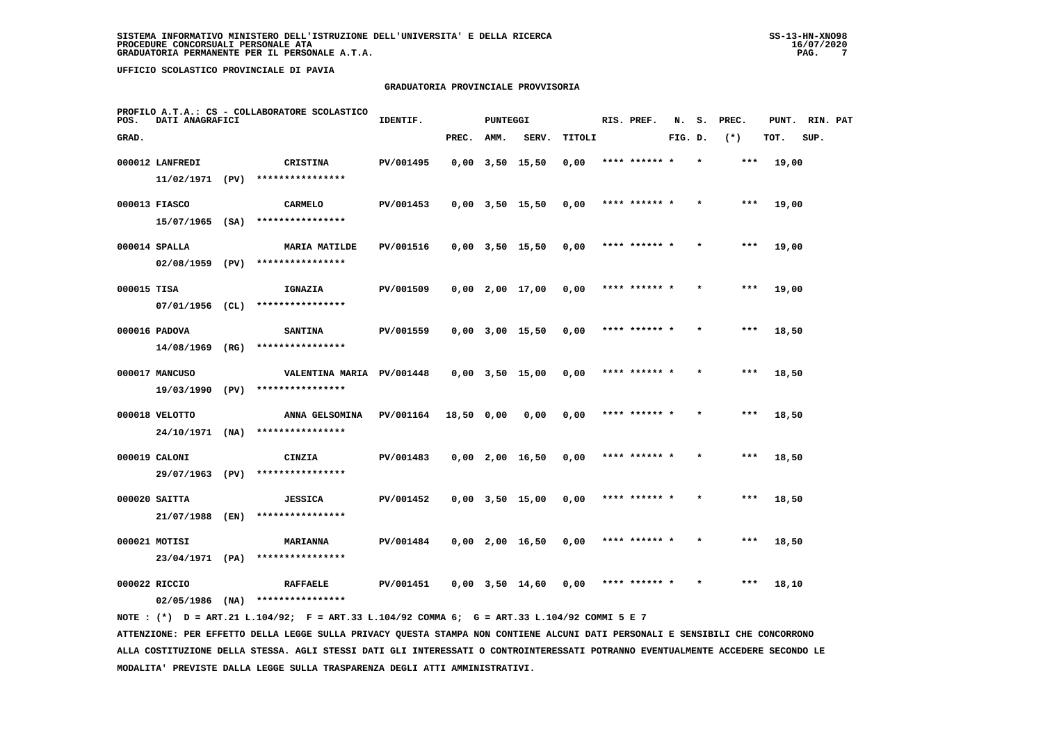SISTEMA INFORMATIVO MINISTERO DELL'ISTRUZIONE DELL'UNIVERSITA' E DELLA RICERCA
PROCEDURE CONCORSUALI PERSONALE ATA
GRADUATORIA PERMANENTE PER IL PERSONALE A.T.A.

SS-13-HN-XNO98
16/07/2020

UFFICIO SCOLASTICO PROVINCIALE DI PAVIA

GRADUATORIA PROVINCIALE PROVVISORIA

PROFILO A.T.A.: CS - COLLABORATORE SCOLASTICO

| POS. GRAD. | DATI ANAGRAFICI | | IDENTIF. | PUNTEGGI PREC. | AMM. | SERV. | TITOLI | RIS. PREF. | N. FIG. | S. D. | PREC. (*) | PUNT. TOT. | RIN. SUP. | PAT |
|---|---|---|---|---|---|---|---|---|---|---|---|---|---|---|
| 000012 | LANFREDI 11/02/1971 (PV) | CRISTINA **************** | PV/001495 | 0,00 | 3,50 | 15,50 | 0,00 | **** ****** * | | * | *** | 19,00 | | |
| 000013 | FIASCO 15/07/1965 (SA) | CARMELO **************** | PV/001453 | 0,00 | 3,50 | 15,50 | 0,00 | **** ****** * | | * | *** | 19,00 | | |
| 000014 | SPALLA 02/08/1959 (PV) | MARIA MATILDE **************** | PV/001516 | 0,00 | 3,50 | 15,50 | 0,00 | **** ****** * | | * | *** | 19,00 | | |
| 000015 | TISA 07/01/1956 (CL) | IGNAZIA **************** | PV/001509 | 0,00 | 2,00 | 17,00 | 0,00 | **** ****** * | | * | *** | 19,00 | | |
| 000016 | PADOVA 14/08/1969 (RG) | SANTINA **************** | PV/001559 | 0,00 | 3,00 | 15,50 | 0,00 | **** ****** * | | * | *** | 18,50 | | |
| 000017 | MANCUSO 19/03/1990 (PV) | VALENTINA MARIA **************** | PV/001448 | 0,00 | 3,50 | 15,00 | 0,00 | **** ****** * | | * | *** | 18,50 | | |
| 000018 | VELOTTO 24/10/1971 (NA) | ANNA GELSOMINA **************** | PV/001164 | 18,50 | 0,00 | 0,00 | 0,00 | **** ****** * | | * | *** | 18,50 | | |
| 000019 | CALONI 29/07/1963 (PV) | CINZIA **************** | PV/001483 | 0,00 | 2,00 | 16,50 | 0,00 | **** ****** * | | * | *** | 18,50 | | |
| 000020 | SAITTA 21/07/1988 (EN) | JESSICA **************** | PV/001452 | 0,00 | 3,50 | 15,00 | 0,00 | **** ****** * | | * | *** | 18,50 | | |
| 000021 | MOTISI 23/04/1971 (PA) | MARIANNA **************** | PV/001484 | 0,00 | 2,00 | 16,50 | 0,00 | **** ****** * | | * | *** | 18,50 | | |
| 000022 | RICCIO 02/05/1986 (NA) | RAFFAELE **************** | PV/001451 | 0,00 | 3,50 | 14,60 | 0,00 | **** ****** * | | * | *** | 18,10 | | |

NOTE : (*) D = ART.21 L.104/92; F = ART.33 L.104/92 COMMA 6; G = ART.33 L.104/92 COMMI 5 E 7

ATTENZIONE: PER EFFETTO DELLA LEGGE SULLA PRIVACY QUESTA STAMPA NON CONTIENE ALCUNI DATI PERSONALI E SENSIBILI CHE CONCORRONO ALLA COSTITUZIONE DELLA STESSA. AGLI STESSI DATI GLI INTERESSATI O CONTROINTERESSATI POTRANNO EVENTUALMENTE ACCEDERE SECONDO LE MODALITA' PREVISTE DALLA LEGGE SULLA TRASPARENZA DEGLI ATTI AMMINISTRATIVI.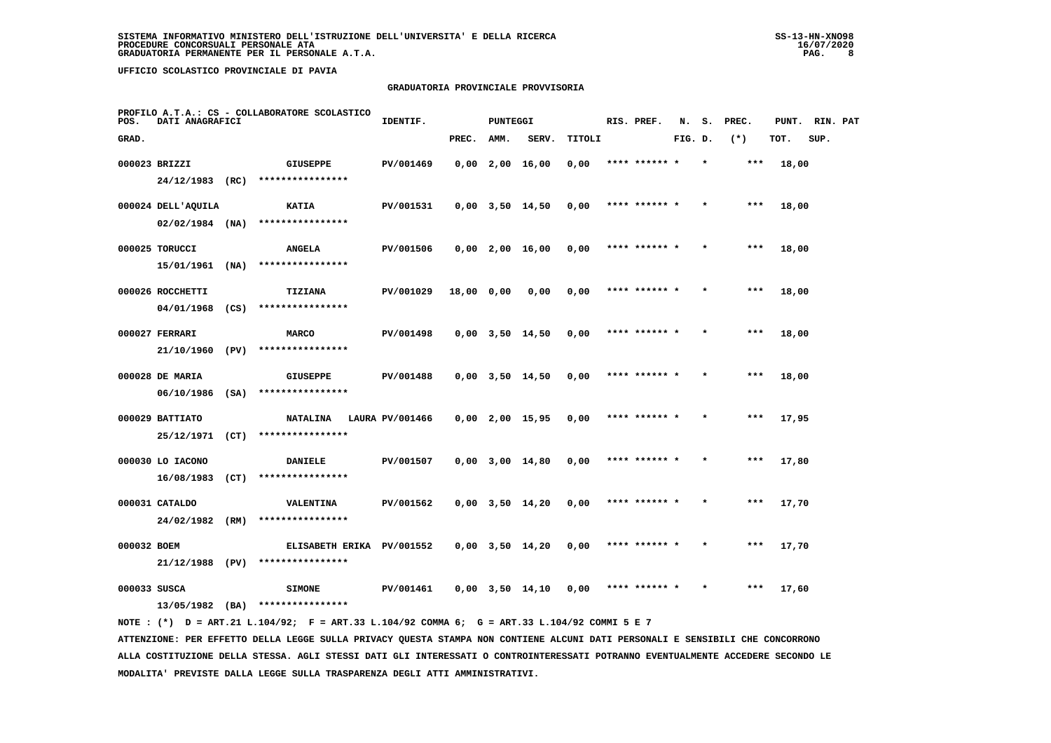**SISTEMA INFORMATIVO MINISTERO DELL'ISTRUZIONE DELL'UNIVERSITA' E DELLA RICERCA**
**PROCEDURE CONCORSUALI PERSONALE ATA**
**GRADUATORIA PERMANENTE PER IL PERSONALE A.T.A.**

SS-13-HN-XNO98
16/07/2020

**UFFICIO SCOLASTICO PROVINCIALE DI PAVIA**

## GRADUATORIA PROVINCIALE PROVVISORIA

PROFILO A.T.A.: CS - COLLABORATORE SCOLASTICO

| POS. GRAD. | DATI ANAGRAFICI | | IDENTIF. | PUNTEGGI PREC. | AMM. | SERV. | TITOLI | RIS. PREF. | N. S. FIG. D. | PREC. (*) | PUNT. TOT. | RIN. PAT SUP. |
|---|---|---|---|---|---|---|---|---|---|---|---|---|
| 000023 | BRIZZI | GIUSEPPE | PV/001469 | 0,00 | 2,00 | 16,00 | 0,00 | **** ****** * | * | *** | 18,00 | |
| | 24/12/1983 (RC) | **************** | | | | | | | | | | |
| 000024 | DELL'AQUILA | KATIA | PV/001531 | 0,00 | 3,50 | 14,50 | 0,00 | **** ****** * | * | *** | 18,00 | |
| | 02/02/1984 (NA) | **************** | | | | | | | | | | |
| 000025 | TORUCCI | ANGELA | PV/001506 | 0,00 | 2,00 | 16,00 | 0,00 | **** ****** * | * | *** | 18,00 | |
| | 15/01/1961 (NA) | **************** | | | | | | | | | | |
| 000026 | ROCCHETTI | TIZIANA | PV/001029 | 18,00 | 0,00 | 0,00 | 0,00 | **** ****** * | * | *** | 18,00 | |
| | 04/01/1968 (CS) | **************** | | | | | | | | | | |
| 000027 | FERRARI | MARCO | PV/001498 | 0,00 | 3,50 | 14,50 | 0,00 | **** ****** * | * | *** | 18,00 | |
| | 21/10/1960 (PV) | **************** | | | | | | | | | | |
| 000028 | DE MARIA | GIUSEPPE | PV/001488 | 0,00 | 3,50 | 14,50 | 0,00 | **** ****** * | * | *** | 18,00 | |
| | 06/10/1986 (SA) | **************** | | | | | | | | | | |
| 000029 | BATTIATO | NATALINA LAURA | PV/001466 | 0,00 | 2,00 | 15,95 | 0,00 | **** ****** * | * | *** | 17,95 | |
| | 25/12/1971 (CT) | **************** | | | | | | | | | | |
| 000030 | LO IACONO | DANIELE | PV/001507 | 0,00 | 3,00 | 14,80 | 0,00 | **** ****** * | * | *** | 17,80 | |
| | 16/08/1983 (CT) | **************** | | | | | | | | | | |
| 000031 | CATALDO | VALENTINA | PV/001562 | 0,00 | 3,50 | 14,20 | 0,00 | **** ****** * | * | *** | 17,70 | |
| | 24/02/1982 (RM) | **************** | | | | | | | | | | |
| 000032 | BOEM | ELISABETH ERIKA | PV/001552 | 0,00 | 3,50 | 14,20 | 0,00 | **** ****** * | * | *** | 17,70 | |
| | 21/12/1988 (PV) | **************** | | | | | | | | | | |
| 000033 | SUSCA | SIMONE | PV/001461 | 0,00 | 3,50 | 14,10 | 0,00 | **** ****** * | * | *** | 17,60 | |
| | 13/05/1982 (BA) | **************** | | | | | | | | | | |

NOTE : (*) D = ART.21 L.104/92; F = ART.33 L.104/92 COMMA 6; G = ART.33 L.104/92 COMMI 5 E 7

ATTENZIONE: PER EFFETTO DELLA LEGGE SULLA PRIVACY QUESTA STAMPA NON CONTIENE ALCUNI DATI PERSONALI E SENSIBILI CHE CONCORRONO ALLA COSTITUZIONE DELLA STESSA. AGLI STESSI DATI GLI INTERESSATI O CONTROINTERESSATI POTRANNO EVENTUALMENTE ACCEDERE SECONDO LE MODALITA' PREVISTE DALLA LEGGE SULLA TRASPARENZA DEGLI ATTI AMMINISTRATIVI.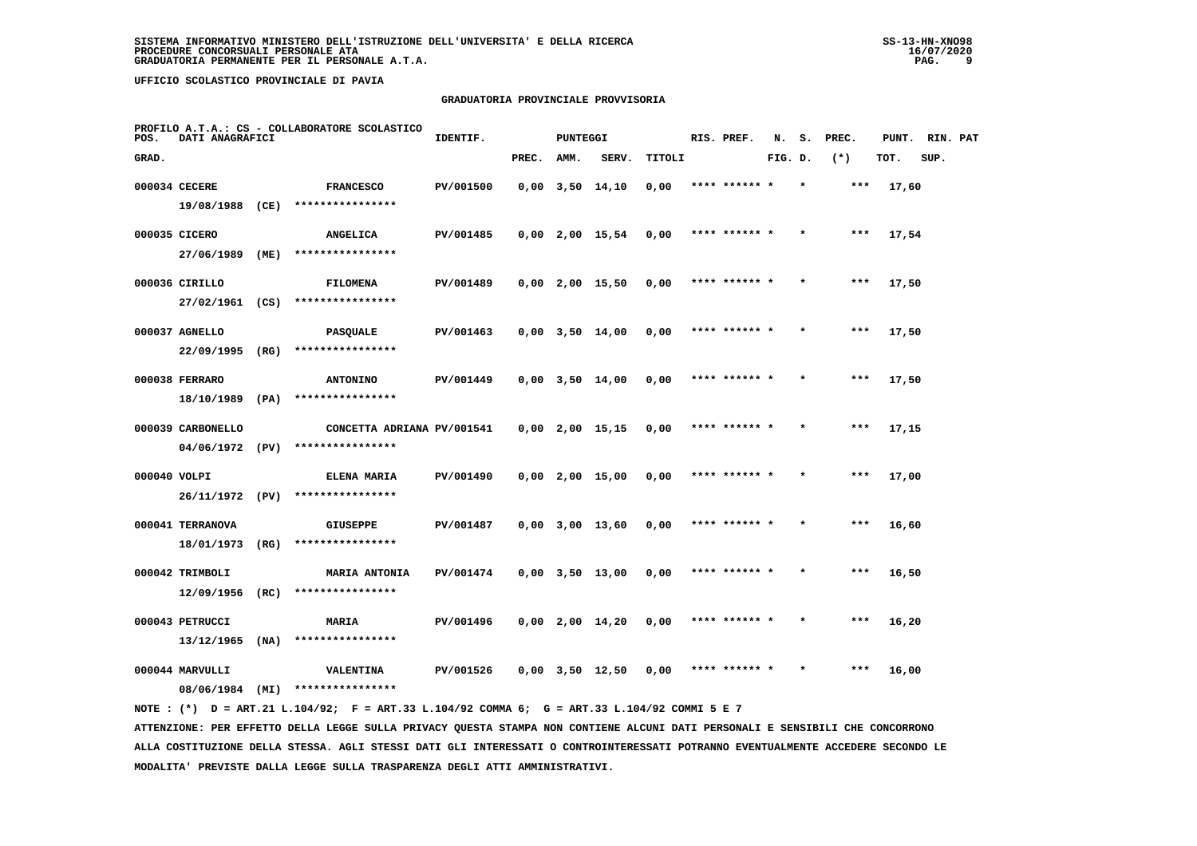SISTEMA INFORMATIVO MINISTERO DELL'ISTRUZIONE DELL'UNIVERSITA' E DELLA RICERCA
PROCEDURE CONCORSUALI PERSONALE ATA
GRADUATORIA PERMANENTE PER IL PERSONALE A.T.A.

UFFICIO SCOLASTICO PROVINCIALE DI PAVIA

GRADUATORIA PROVINCIALE PROVVISORIA

PROFILO A.T.A.: CS - COLLABORATORE SCOLASTICO

| POS. GRAD. | DATI ANAGRAFICI | | IDENTIF. | PUNTEGGI PREC. | AMM. | SERV. | TITOLI | RIS. PREF. | N. FIG. | S. D. | PREC. (*) | PUNT. TOT. | RIN. SUP. | PAT |
|---|---|---|---|---|---|---|---|---|---|---|---|---|---|---|
| 000034 | CECERE | FRANCESCO | PV/001500 | 0,00 | 3,50 | 14,10 | 0,00 | **** ****** * | | * | *** | 17,60 | | |
| | 19/08/1988 (CE) | **************** | | | | | | | | | | | | |
| 000035 | CICERO | ANGELICA | PV/001485 | 0,00 | 2,00 | 15,54 | 0,00 | **** ****** * | | * | *** | 17,54 | | |
| | 27/06/1989 (ME) | **************** | | | | | | | | | | | | |
| 000036 | CIRILLO | FILOMENA | PV/001489 | 0,00 | 2,00 | 15,50 | 0,00 | **** ****** * | | * | *** | 17,50 | | |
| | 27/02/1961 (CS) | **************** | | | | | | | | | | | | |
| 000037 | AGNELLO | PASQUALE | PV/001463 | 0,00 | 3,50 | 14,00 | 0,00 | **** ****** * | | * | *** | 17,50 | | |
| | 22/09/1995 (RG) | **************** | | | | | | | | | | | | |
| 000038 | FERRARO | ANTONINO | PV/001449 | 0,00 | 3,50 | 14,00 | 0,00 | **** ****** * | | * | *** | 17,50 | | |
| | 18/10/1989 (PA) | **************** | | | | | | | | | | | | |
| 000039 | CARBONELLO | CONCETTA ADRIANA | PV/001541 | 0,00 | 2,00 | 15,15 | 0,00 | **** ****** * | | * | *** | 17,15 | | |
| | 04/06/1972 (PV) | **************** | | | | | | | | | | | | |
| 000040 | VOLPI | ELENA MARIA | PV/001490 | 0,00 | 2,00 | 15,00 | 0,00 | **** ****** * | | * | *** | 17,00 | | |
| | 26/11/1972 (PV) | **************** | | | | | | | | | | | | |
| 000041 | TERRANOVA | GIUSEPPE | PV/001487 | 0,00 | 3,00 | 13,60 | 0,00 | **** ****** * | | * | *** | 16,60 | | |
| | 18/01/1973 (RG) | **************** | | | | | | | | | | | | |
| 000042 | TRIMBOLI | MARIA ANTONIA | PV/001474 | 0,00 | 3,50 | 13,00 | 0,00 | **** ****** * | | * | *** | 16,50 | | |
| | 12/09/1956 (RC) | **************** | | | | | | | | | | | | |
| 000043 | PETRUCCI | MARIA | PV/001496 | 0,00 | 2,00 | 14,20 | 0,00 | **** ****** * | | * | *** | 16,20 | | |
| | 13/12/1965 (NA) | **************** | | | | | | | | | | | | |
| 000044 | MARVULLI | VALENTINA | PV/001526 | 0,00 | 3,50 | 12,50 | 0,00 | **** ****** * | | * | *** | 16,00 | | |
| | 08/06/1984 (MI) | **************** | | | | | | | | | | | | |

NOTE : (*) D = ART.21 L.104/92; F = ART.33 L.104/92 COMMA 6; G = ART.33 L.104/92 COMMI 5 E 7

ATTENZIONE: PER EFFETTO DELLA LEGGE SULLA PRIVACY QUESTA STAMPA NON CONTIENE ALCUNI DATI PERSONALI E SENSIBILI CHE CONCORRONO ALLA COSTITUZIONE DELLA STESSA. AGLI STESSI DATI GLI INTERESSATI O CONTROINTERESSATI POTRANNO EVENTUALMENTE ACCEDERE SECONDO LE MODALITA' PREVISTE DALLA LEGGE SULLA TRASPARENZA DEGLI ATTI AMMINISTRATIVI.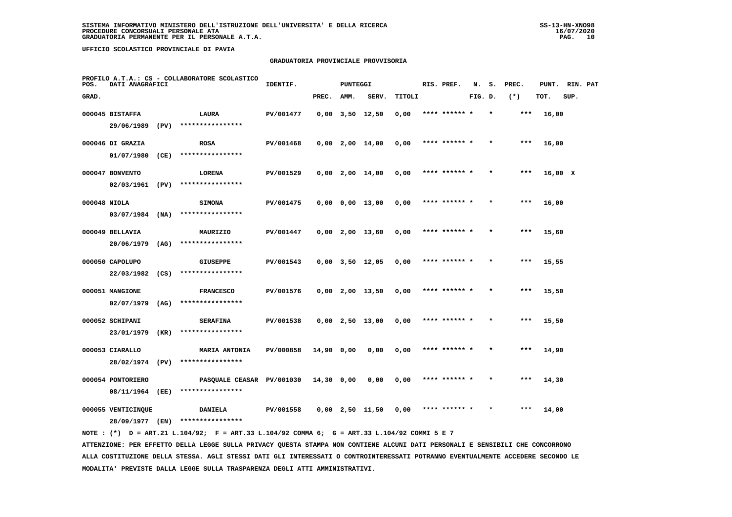SISTEMA INFORMATIVO MINISTERO DELL'ISTRUZIONE DELL'UNIVERSITA' E DELLA RICERCA
PROCEDURE CONCORSUALI PERSONALE ATA
GRADUATORIA PERMANENTE PER IL PERSONALE A.T.A.

UFFICIO SCOLASTICO PROVINCIALE DI PAVIA

GRADUATORIA PROVINCIALE PROVVISORIA

PROFILO A.T.A.: CS - COLLABORATORE SCOLASTICO

| POS. GRAD. | DATI ANAGRAFICI | | IDENTIF. | PUNTEGGI PREC. | AMM. | SERV. | TITOLI | RIS. PREF. | N. FIG. | S. D. | PREC. (*) | PUNT. TOT. | RIN. SUP. | PAT |
|---|---|---|---|---|---|---|---|---|---|---|---|---|---|---|
| 000045 | BISTAFFA 29/06/1989 (PV) | LAURA **************** | PV/001477 | 0,00 | 3,50 | 12,50 | 0,00 | **** ****** * | | * | *** | 16,00 | | |
| 000046 | DI GRAZIA 01/07/1980 (CE) | ROSA **************** | PV/001468 | 0,00 | 2,00 | 14,00 | 0,00 | **** ****** * | | * | *** | 16,00 | | |
| 000047 | BONVENTO 02/03/1961 (PV) | LORENA **************** | PV/001529 | 0,00 | 2,00 | 14,00 | 0,00 | **** ****** * | | * | *** | 16,00 | X | |
| 000048 | NIOLA 03/07/1984 (NA) | SIMONA **************** | PV/001475 | 0,00 | 0,00 | 13,00 | 0,00 | **** ****** * | | * | *** | 16,00 | | |
| 000049 | BELLAVIA 20/06/1979 (AG) | MAURIZIO **************** | PV/001447 | 0,00 | 2,00 | 13,60 | 0,00 | **** ****** * | | * | *** | 15,60 | | |
| 000050 | CAPOLUPO 22/03/1982 (CS) | GIUSEPPE **************** | PV/001543 | 0,00 | 3,50 | 12,05 | 0,00 | **** ****** * | | * | *** | 15,55 | | |
| 000051 | MANGIONE 02/07/1979 (AG) | FRANCESCO **************** | PV/001576 | 0,00 | 2,00 | 13,50 | 0,00 | **** ****** * | | * | *** | 15,50 | | |
| 000052 | SCHIPANI 23/01/1979 (KR) | SERAFINA **************** | PV/001538 | 0,00 | 2,50 | 13,00 | 0,00 | **** ****** * | | * | *** | 15,50 | | |
| 000053 | CIARALLO 28/02/1974 (PV) | MARIA ANTONIA **************** | PV/000858 | 14,90 | 0,00 | 0,00 | 0,00 | **** ****** * | | * | *** | 14,90 | | |
| 000054 | PONTORIERO 08/11/1964 (EE) | PASQUALE CEASAR **************** | PV/001030 | 14,30 | 0,00 | 0,00 | 0,00 | **** ****** * | | * | *** | 14,30 | | |
| 000055 | VENTICINQUE 28/09/1977 (EN) | DANIELA **************** | PV/001558 | 0,00 | 2,50 | 11,50 | 0,00 | **** ****** * | | * | *** | 14,00 | | |

NOTE : (*) D = ART.21 L.104/92; F = ART.33 L.104/92 COMMA 6; G = ART.33 L.104/92 COMMI 5 E 7

ATTENZIONE: PER EFFETTO DELLA LEGGE SULLA PRIVACY QUESTA STAMPA NON CONTIENE ALCUNI DATI PERSONALI E SENSIBILI CHE CONCORRONO ALLA COSTITUZIONE DELLA STESSA. AGLI STESSI DATI GLI INTERESSATI O CONTROINTERESSATI POTRANNO EVENTUALMENTE ACCEDERE SECONDO LE MODALITA' PREVISTE DALLA LEGGE SULLA TRASPARENZA DEGLI ATTI AMMINISTRATIVI.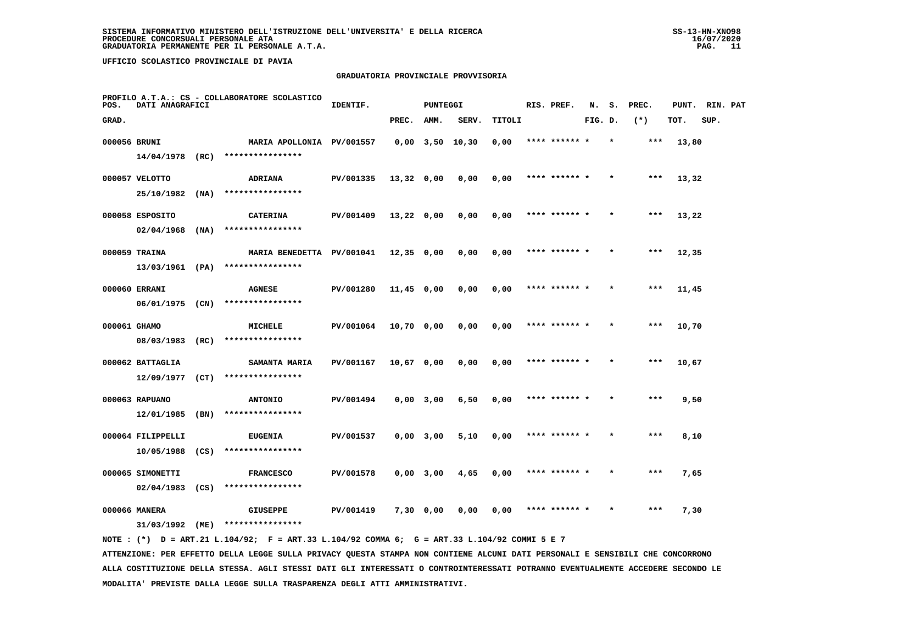SISTEMA INFORMATIVO MINISTERO DELL'ISTRUZIONE DELL'UNIVERSITA' E DELLA RICERCA
PROCEDURE CONCORSUALI PERSONALE ATA
GRADUATORIA PERMANENTE PER IL PERSONALE A.T.A.

UFFICIO SCOLASTICO PROVINCIALE DI PAVIA

GRADUATORIA PROVINCIALE PROVVISORIA

PROFILO A.T.A.: CS - COLLABORATORE SCOLASTICO

| POS. GRAD. | DATI ANAGRAFICI | | IDENTIF. | PUNTEGGI PREC. | AMM. | SERV. | TITOLI | RIS. PREF. | N. FIG. | S. D. | PREC. (*) | PUNT. TOT. | RIN. SUP. | PAT |
|---|---|---|---|---|---|---|---|---|---|---|---|---|---|---|
| 000056 | BRUNI 14/04/1978 (RC) | MARIA APOLLONIA **************** | PV/001557 | 0,00 | 3,50 | 10,30 | 0,00 | **** ****** * | | * | *** | 13,80 | | |
| 000057 | VELOTTO 25/10/1982 (NA) | ADRIANA **************** | PV/001335 | 13,32 | 0,00 | 0,00 | 0,00 | **** ****** * | | * | *** | 13,32 | | |
| 000058 | ESPOSITO 02/04/1968 (NA) | CATERINA **************** | PV/001409 | 13,22 | 0,00 | 0,00 | 0,00 | **** ****** * | | * | *** | 13,22 | | |
| 000059 | TRAINA 13/03/1961 (PA) | MARIA BENEDETTA **************** | PV/001041 | 12,35 | 0,00 | 0,00 | 0,00 | **** ****** * | | * | *** | 12,35 | | |
| 000060 | ERRANI 06/01/1975 (CN) | AGNESE **************** | PV/001280 | 11,45 | 0,00 | 0,00 | 0,00 | **** ****** * | | * | *** | 11,45 | | |
| 000061 | GHAMO 08/03/1983 (RC) | MICHELE **************** | PV/001064 | 10,70 | 0,00 | 0,00 | 0,00 | **** ****** * | | * | *** | 10,70 | | |
| 000062 | BATTAGLIA 12/09/1977 (CT) | SAMANTA MARIA **************** | PV/001167 | 10,67 | 0,00 | 0,00 | 0,00 | **** ****** * | | * | *** | 10,67 | | |
| 000063 | RAPUANO 12/01/1985 (BN) | ANTONIO **************** | PV/001494 | 0,00 | 3,00 | 6,50 | 0,00 | **** ****** * | | * | *** | 9,50 | | |
| 000064 | FILIPPELLI 10/05/1988 (CS) | EUGENIA **************** | PV/001537 | 0,00 | 3,00 | 5,10 | 0,00 | **** ****** * | | * | *** | 8,10 | | |
| 000065 | SIMONETTI 02/04/1983 (CS) | FRANCESCO **************** | PV/001578 | 0,00 | 3,00 | 4,65 | 0,00 | **** ****** * | | * | *** | 7,65 | | |
| 000066 | MANERA 31/03/1992 (ME) | GIUSEPPE **************** | PV/001419 | 7,30 | 0,00 | 0,00 | 0,00 | **** ****** * | | * | *** | 7,30 | | |

NOTE : (*) D = ART.21 L.104/92; F = ART.33 L.104/92 COMMA 6; G = ART.33 L.104/92 COMMI 5 E 7

ATTENZIONE: PER EFFETTO DELLA LEGGE SULLA PRIVACY QUESTA STAMPA NON CONTIENE ALCUNI DATI PERSONALI E SENSIBILI CHE CONCORRONO ALLA COSTITUZIONE DELLA STESSA. AGLI STESSI DATI GLI INTERESSATI O CONTROINTERESSATI POTRANNO EVENTUALMENTE ACCEDERE SECONDO LE MODALITA' PREVISTE DALLA LEGGE SULLA TRASPARENZA DEGLI ATTI AMMINISTRATIVI.